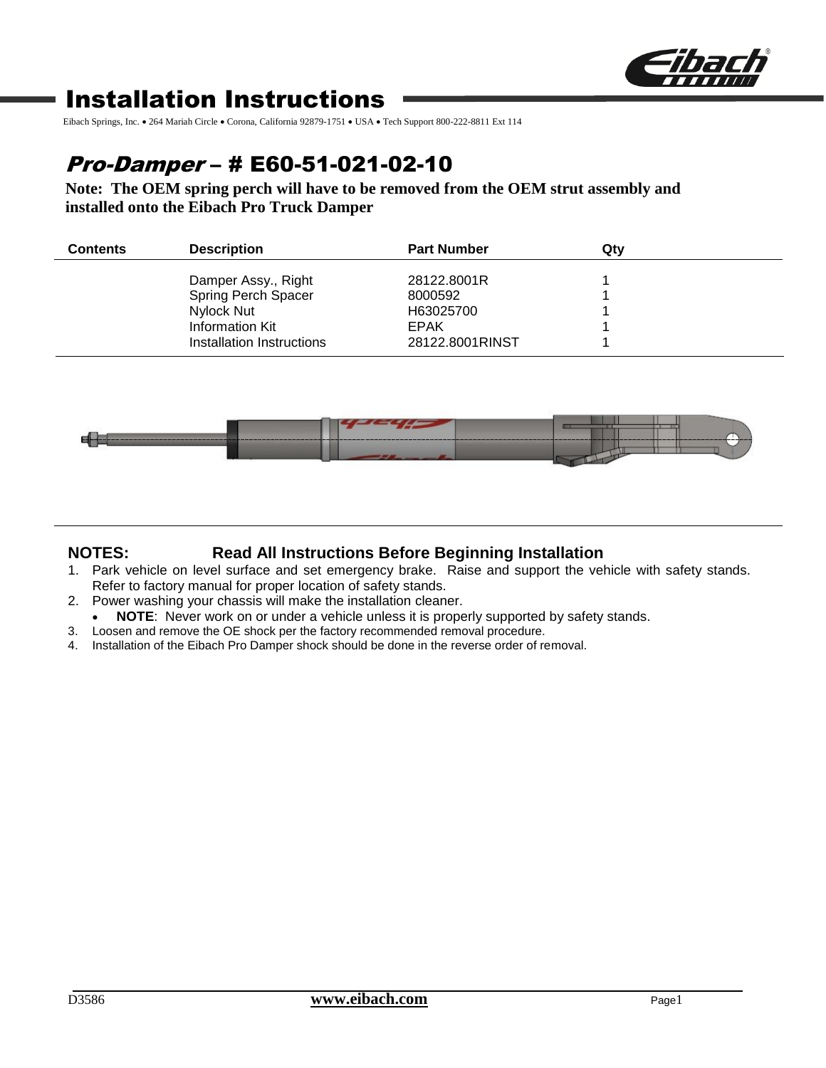# Installation Instructions

Eibach Springs, Inc. • 264 Mariah Circle • Corona, California 92879-1751 • USA • Tech Support 800-222-8811 Ext 114

## *Pro-Damper* – # E60-51-021-02-10

**Note: The OEM spring perch will have to be removed from the OEM strut assembly and installed onto the Eibach Pro Truck Damper**

| Contents | Description | Part Number | Qty |
|---|---|---|---|
| | Damper Assy., Right | 28122.8001R | 1 |
| | Spring Perch Spacer | 8000592 | 1 |
| | Nylock Nut | H63025700 | 1 |
| | Information Kit | EPAK | 1 |
| | Installation Instructions | 28122.8001RINST | 1 |

### NOTES: Read All Instructions Before Beginning Installation

1. Park vehicle on level surface and set emergency brake. Raise and support the vehicle with safety stands. Refer to factory manual for proper location of safety stands.
2. Power washing your chassis will make the installation cleaner.
   - **NOTE**: Never work on or under a vehicle unless it is properly supported by safety stands.
3. Loosen and remove the OE shock per the factory recommended removal procedure.
4. Installation of the Eibach Pro Damper shock should be done in the reverse order of removal.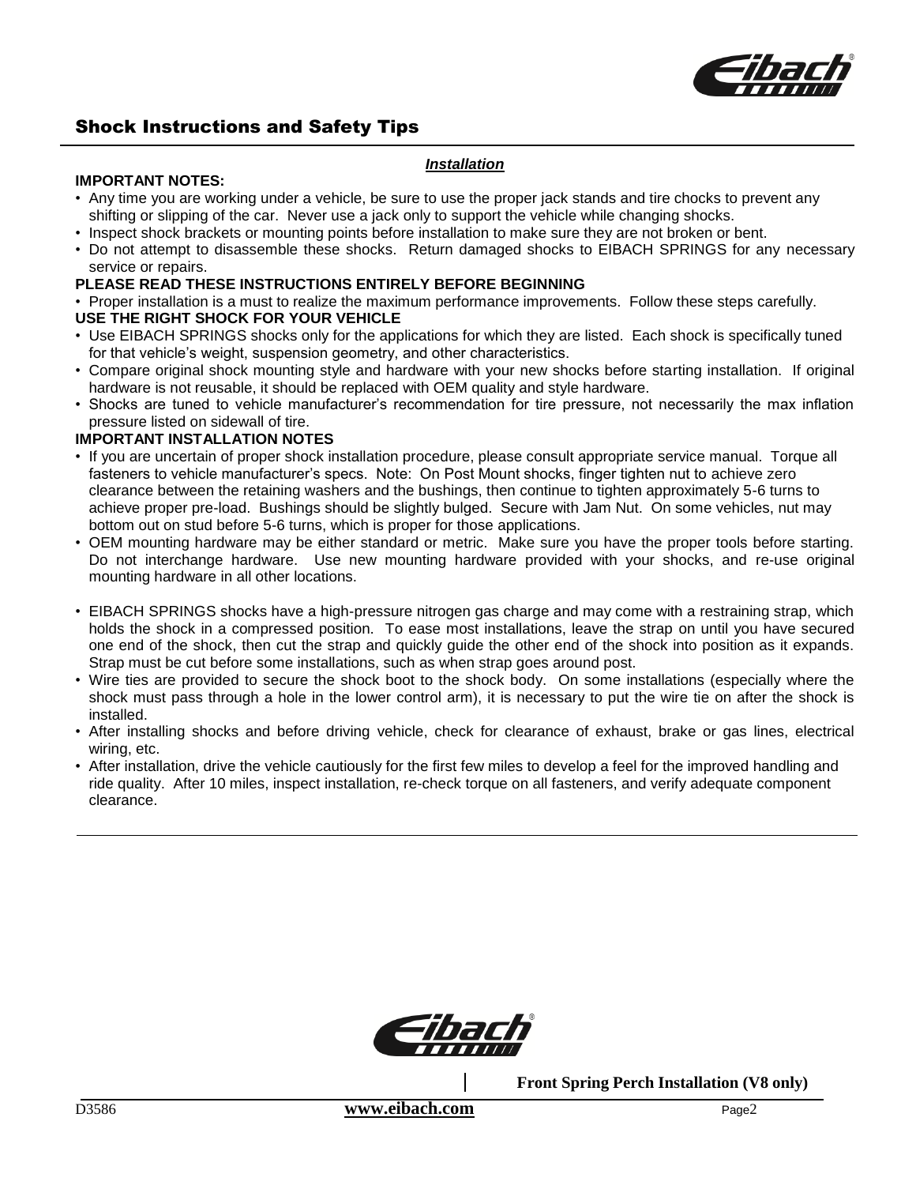## Shock Instructions and Safety Tips

### *Installation*

**IMPORTANT NOTES:**

- Any time you are working under a vehicle, be sure to use the proper jack stands and tire chocks to prevent any shifting or slipping of the car. Never use a jack only to support the vehicle while changing shocks.
- Inspect shock brackets or mounting points before installation to make sure they are not broken or bent.
- Do not attempt to disassemble these shocks. Return damaged shocks to EIBACH SPRINGS for any necessary service or repairs.

**PLEASE READ THESE INSTRUCTIONS ENTIRELY BEFORE BEGINNING**

- Proper installation is a must to realize the maximum performance improvements. Follow these steps carefully.

**USE THE RIGHT SHOCK FOR YOUR VEHICLE**

- Use EIBACH SPRINGS shocks only for the applications for which they are listed. Each shock is specifically tuned for that vehicle's weight, suspension geometry, and other characteristics.
- Compare original shock mounting style and hardware with your new shocks before starting installation. If original hardware is not reusable, it should be replaced with OEM quality and style hardware.
- Shocks are tuned to vehicle manufacturer's recommendation for tire pressure, not necessarily the max inflation pressure listed on sidewall of tire.

**IMPORTANT INSTALLATION NOTES**

- If you are uncertain of proper shock installation procedure, please consult appropriate service manual. Torque all fasteners to vehicle manufacturer's specs. Note: On Post Mount shocks, finger tighten nut to achieve zero clearance between the retaining washers and the bushings, then continue to tighten approximately 5-6 turns to achieve proper pre-load. Bushings should be slightly bulged. Secure with Jam Nut. On some vehicles, nut may bottom out on stud before 5-6 turns, which is proper for those applications.
- OEM mounting hardware may be either standard or metric. Make sure you have the proper tools before starting. Do not interchange hardware. Use new mounting hardware provided with your shocks, and re-use original mounting hardware in all other locations.
- EIBACH SPRINGS shocks have a high-pressure nitrogen gas charge and may come with a restraining strap, which holds the shock in a compressed position. To ease most installations, leave the strap on until you have secured one end of the shock, then cut the strap and quickly guide the other end of the shock into position as it expands. Strap must be cut before some installations, such as when strap goes around post.
- Wire ties are provided to secure the shock boot to the shock body. On some installations (especially where the shock must pass through a hole in the lower control arm), it is necessary to put the wire tie on after the shock is installed.
- After installing shocks and before driving vehicle, check for clearance of exhaust, brake or gas lines, electrical wiring, etc.
- After installation, drive the vehicle cautiously for the first few miles to develop a feel for the improved handling and ride quality. After 10 miles, inspect installation, re-check torque on all fasteners, and verify adequate component clearance.

**Front Spring Perch Installation (V8 only)**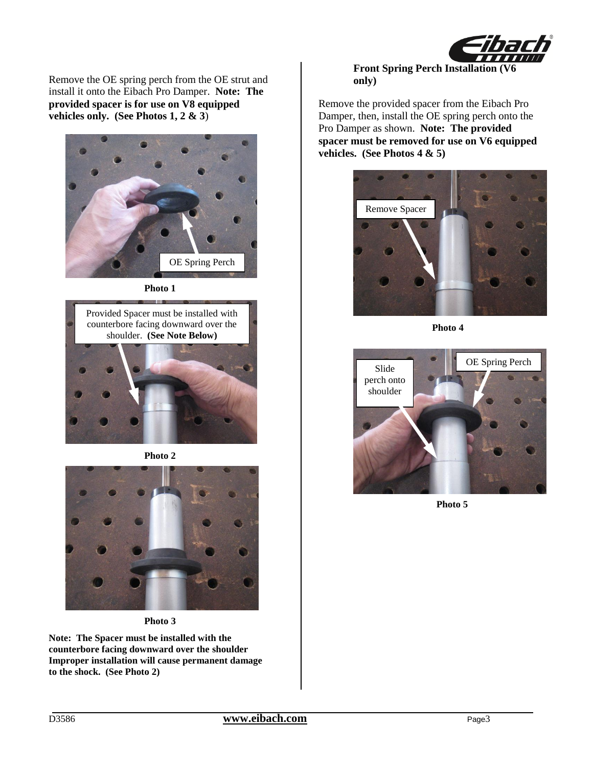Remove the OE spring perch from the OE strut and install it onto the Eibach Pro Damper. **Note: The provided spacer is for use on V8 equipped vehicles only. (See Photos 1, 2 & 3**)

OE Spring Perch

**Photo 1**

Provided Spacer must be installed with counterbore facing downward over the shoulder. **(See Note Below)**

**Photo 2**

**Photo 3**

**Note: The Spacer must be installed with the counterbore facing downward over the shoulder Improper installation will cause permanent damage to the shock. (See Photo 2)**

**Front Spring Perch Installation (V6 only)**

Remove the provided spacer from the Eibach Pro Damper, then, install the OE spring perch onto the Pro Damper as shown. **Note: The provided spacer must be removed for use on V6 equipped vehicles. (See Photos 4 & 5)**

Remove Spacer

**Photo 4**

Slide perch onto shoulder

OE Spring Perch

**Photo 5**